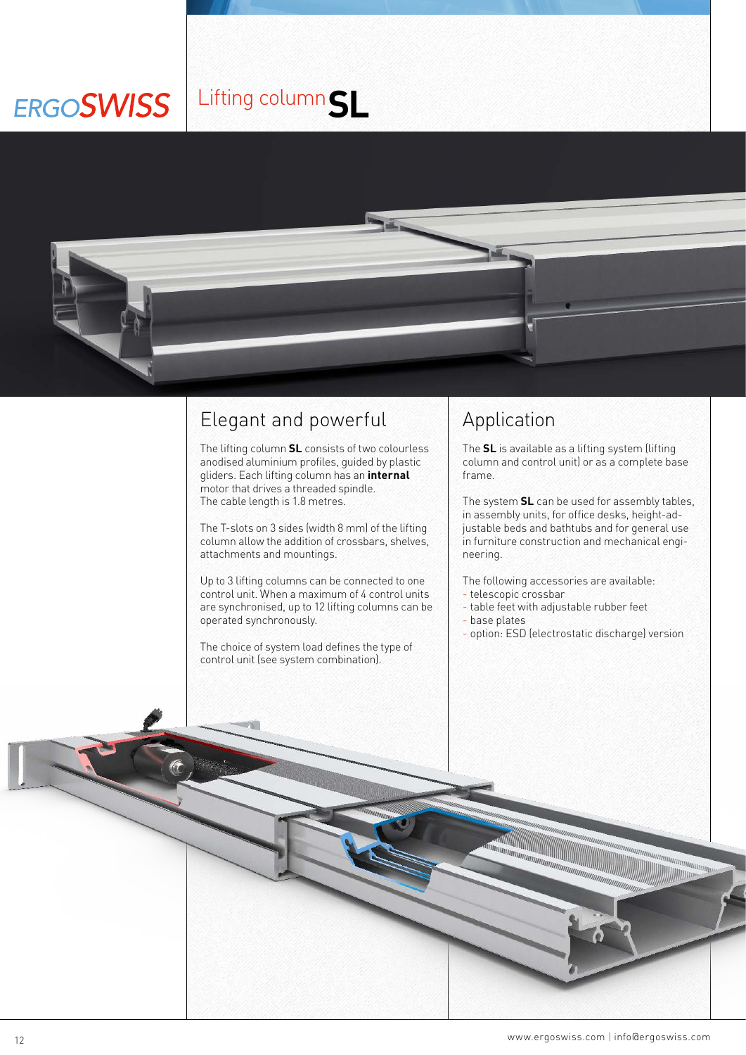ERGOSWISS

# Lifting column **SL**

## Elegant and powerful

The lifting column **SL** consists of two colourless anodised aluminium profiles, guided by plastic gliders. Each lifting column has an **internal** motor that drives a threaded spindle.
The cable length is 1.8 metres.

The T-slots on 3 sides (width 8 mm) of the lifting column allow the addition of crossbars, shelves, attachments and mountings.

Up to 3 lifting columns can be connected to one control unit. When a maximum of 4 control units are synchronised, up to 12 lifting columns can be operated synchronously.

The choice of system load defines the type of control unit (see system combination).

## Application

The **SL** is available as a lifting system (lifting column and control unit) or as a complete base frame.

The system **SL** can be used for assembly tables, in assembly units, for office desks, height-adjustable beds and bathtubs and for general use in furniture construction and mechanical engineering.

The following accessories are available:
- telescopic crossbar
- table feet with adjustable rubber feet
- base plates
- option: ESD (electrostatic discharge) version

www.ergoswiss.com | info@ergoswiss.com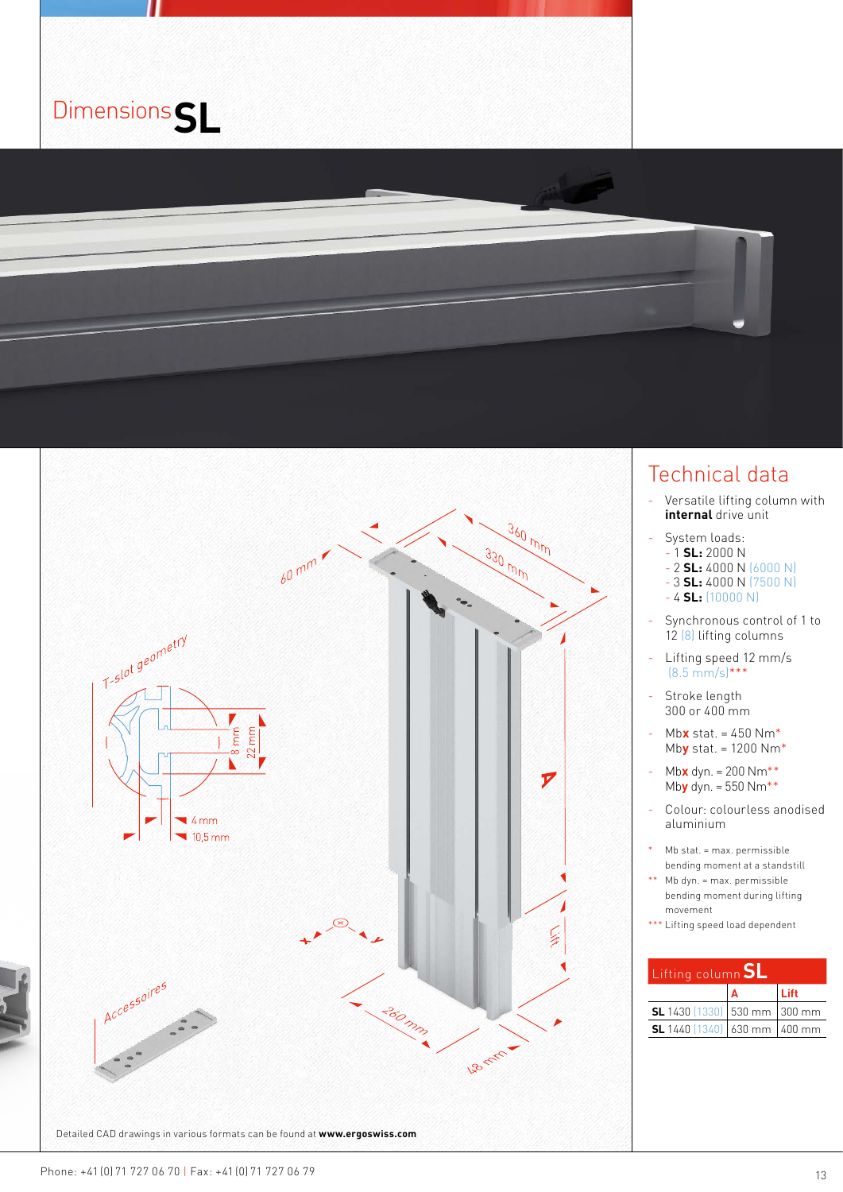# Dimensions SL

60 mm

360 mm

330 mm

T-slot geometry

8 mm

22 mm

4 mm

10,5 mm

A

Lift

x

y

260 mm

48 mm

Accessoires

Detailed CAD drawings in various formats can be found at **www.ergoswiss.com**

## Technical data

- Versatile lifting column with **internal** drive unit
- System loads:
  - 1 **SL:** 2000 N
  - 2 **SL:** 4000 N (6000 N)
  - 3 **SL:** 4000 N (7500 N)
  - 4 **SL:** (10000 N)
- Synchronous control of 1 to 12 (8) lifting columns
- Lifting speed 12 mm/s (8.5 mm/s)***
- Stroke length 300 or 400 mm
- Mb**x** stat. = 450 Nm*
  Mb**y** stat. = 1200 Nm*
- Mb**x** dyn. = 200 Nm**
  Mb**y** dyn. = 550 Nm**
- Colour: colourless anodised aluminium

\* Mb stat. = max. permissible bending moment at a standstill

** Mb dyn. = max. permissible bending moment during lifting movement

*** Lifting speed load dependent

| Lifting column **SL** | A | Lift |
|---|---|---|
| **SL** 1430 (1330) | 530 mm | 300 mm |
| **SL** 1440 (1340) | 630 mm | 400 mm |

Phone: +41 (0) 71 727 06 70 | Fax: +41 (0) 71 727 06 79